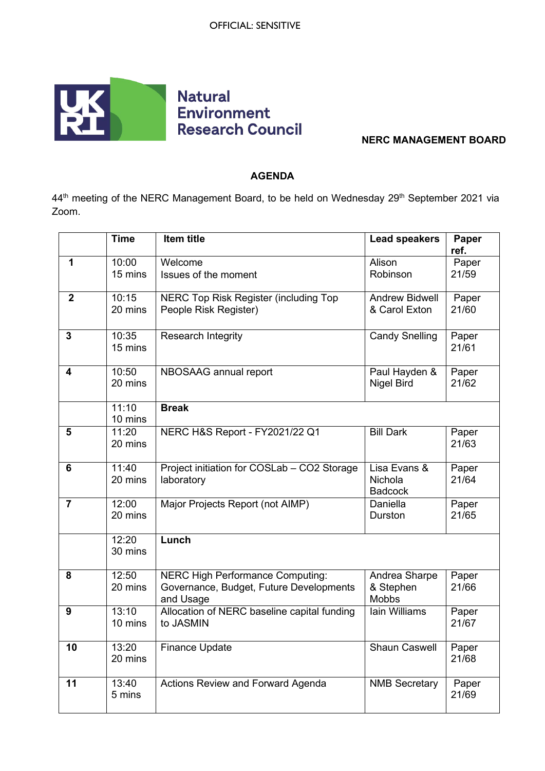OFFICIAL: SENSITIVE

Natural Environment Research Council

**NERC MANAGEMENT BOARD**

**AGENDA**

44th meeting of the NERC Management Board, to be held on Wednesday 29th September 2021 via Zoom.

| | Time | Item title | Lead speakers | Paper ref. |
|---|---|---|---|---|
| **1** | 10:00<br>15 mins | Welcome<br>Issues of the moment | Alison Robinson | Paper 21/59 |
| **2** | 10:15<br>20 mins | NERC Top Risk Register (including Top People Risk Register) | Andrew Bidwell & Carol Exton | Paper 21/60 |
| **3** | 10:35<br>15 mins | Research Integrity | Candy Snelling | Paper 21/61 |
| **4** | 10:50<br>20 mins | NBOSAAG annual report | Paul Hayden & Nigel Bird | Paper 21/62 |
| | 11:10<br>10 mins | **Break** | | |
| **5** | 11:20<br>20 mins | NERC H&S Report - FY2021/22 Q1 | Bill Dark | Paper 21/63 |
| **6** | 11:40<br>20 mins | Project initiation for COSLab – CO2 Storage laboratory | Lisa Evans & Nichola Badcock | Paper 21/64 |
| **7** | 12:00<br>20 mins | Major Projects Report (not AIMP) | Daniella Durston | Paper 21/65 |
| | 12:20<br>30 mins | **Lunch** | | |
| **8** | 12:50<br>20 mins | NERC High Performance Computing: Governance, Budget, Future Developments and Usage | Andrea Sharpe & Stephen Mobbs | Paper 21/66 |
| **9** | 13:10<br>10 mins | Allocation of NERC baseline capital funding to JASMIN | Iain Williams | Paper 21/67 |
| **10** | 13:20<br>20 mins | Finance Update | Shaun Caswell | Paper 21/68 |
| **11** | 13:40<br>5 mins | Actions Review and Forward Agenda | NMB Secretary | Paper 21/69 |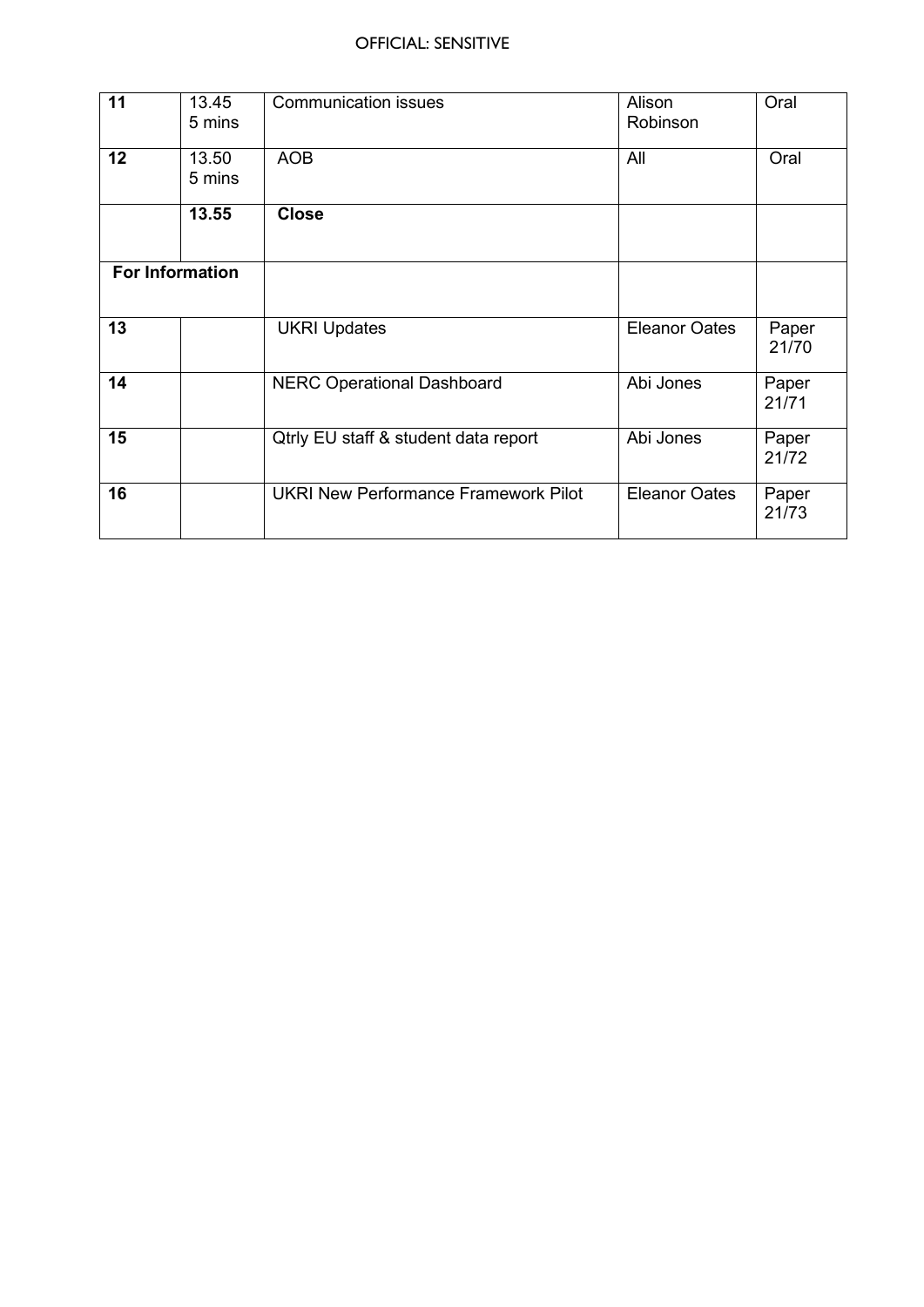| | | | | |
|---|---|---|---|---|
| **11** | 13.45 5 mins | Communication issues | Alison Robinson | Oral |
| **12** | 13.50 5 mins | AOB | All | Oral |
| | **13.55** | **Close** | | |
| **For Information** | | | | |
| **13** | | UKRI Updates | Eleanor Oates | Paper 21/70 |
| **14** | | NERC Operational Dashboard | Abi Jones | Paper 21/71 |
| **15** | | Qtrly EU staff & student data report | Abi Jones | Paper 21/72 |
| **16** | | UKRI New Performance Framework Pilot | Eleanor Oates | Paper 21/73 |